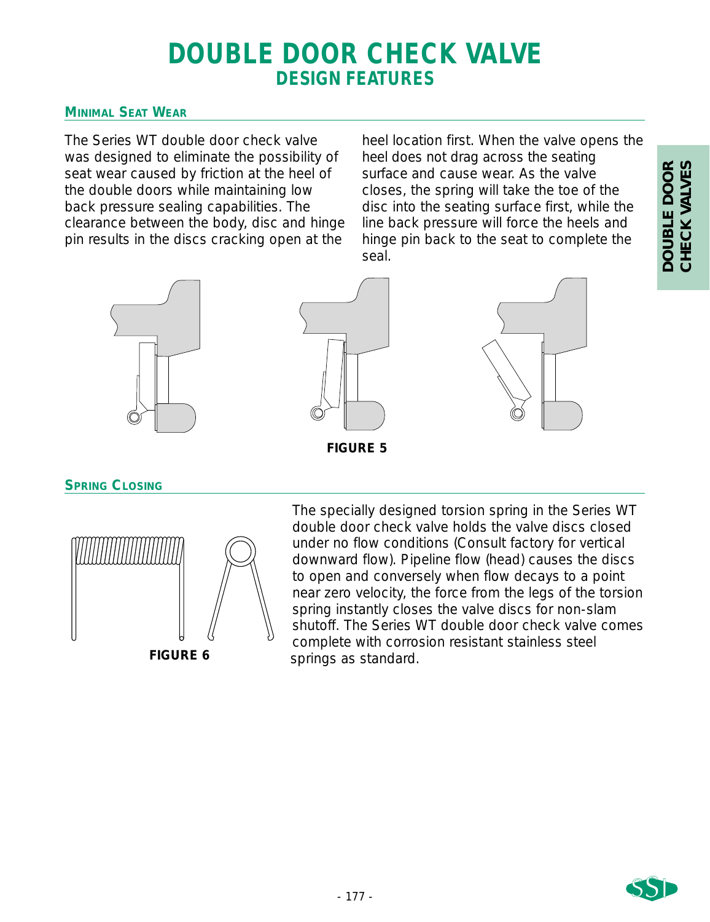# DOUBLE DOOR CHECK VALVE
## DESIGN FEATURES

### MINIMAL SEAT WEAR

The Series WT double door check valve was designed to eliminate the possibility of seat wear caused by friction at the heel of the double doors while maintaining low back pressure sealing capabilities. The clearance between the body, disc and hinge pin results in the discs cracking open at the heel location first. When the valve opens the heel does not drag across the seating surface and cause wear. As the valve closes, the spring will take the toe of the disc into the seating surface first, while the line back pressure will force the heels and hinge pin back to the seat to complete the seal.

**FIGURE 5**

### SPRING CLOSING

**FIGURE 6**

The specially designed torsion spring in the Series WT double door check valve holds the valve discs closed under no flow conditions (Consult factory for vertical downward flow). Pipeline flow (head) causes the discs to open and conversely when flow decays to a point near zero velocity, the force from the legs of the torsion spring instantly closes the valve discs for non-slam shutoff. The Series WT double door check valve comes complete with corrosion resistant stainless steel springs as standard.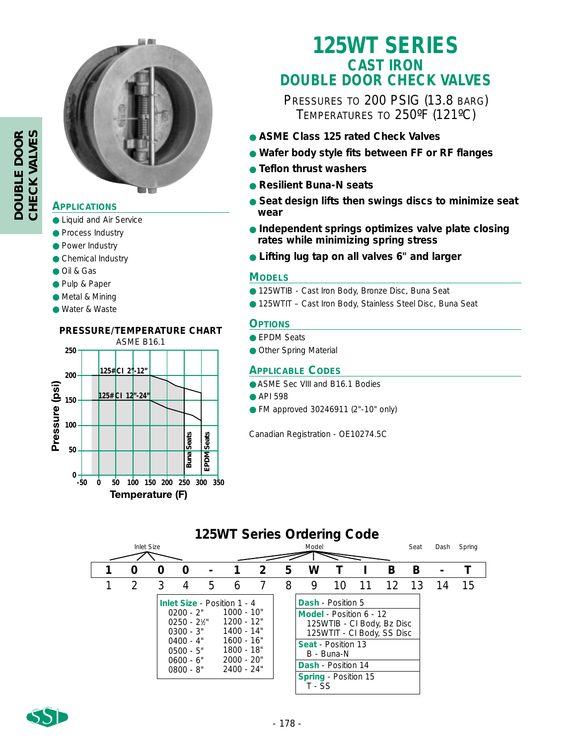# 125WT SERIES

## CAST IRON DOUBLE DOOR CHECK VALVES

PRESSURES TO 200 PSIG (13.8 BARG)
TEMPERATURES TO 250ºF (121ºC)

- **ASME Class 125 rated Check Valves**
- **Wafer body style fits between FF or RF flanges**
- **Teflon thrust washers**
- **Resilient Buna-N seats**
- **Seat design lifts then swings discs to minimize seat wear**
- **Independent springs optimizes valve plate closing rates while minimizing spring stress**
- **Lifting lug tap on all valves 6" and larger**

### APPLICATIONS

- Liquid and Air Service
- Process Industry
- Power Industry
- Chemical Industry
- Oil & Gas
- Pulp & Paper
- Metal & Mining
- Water & Waste

### MODELS

- 125WTIB - Cast Iron Body, Bronze Disc, Buna Seat
- 125WTIT – Cast Iron Body, Stainless Steel Disc, Buna Seat

### OPTIONS

- EPDM Seats
- Other Spring Material

### APPLICABLE CODES

- ASME Sec VIII and B16.1 Bodies
- API 598
- FM approved 30246911 (2"-10" only)

Canadian Registration - OE10274.5C

### PRESSURE/TEMPERATURE CHART

ASME B16.1

Pressure (psi): 0, 50, 100, 150, 200, 250
Temperature (F): -50, 0, 50, 100, 150, 200, 250, 300, 350

125# CI 2"-12"
125# CI 12"-24"
Buna Seats
EPDM Seats

## 125WT Series Ordering Code

| Inlet Size | | | | Dash | Model | | | | | | | Seat | Dash | Spring |
|---|---|---|---|---|---|---|---|---|---|---|---|---|---|---|
| 1 | 0 | 0 | 0 | - | 1 | 2 | 5 | W | T | I | B | B | - | T |
| 1 | 2 | 3 | 4 | 5 | 6 | 7 | 8 | 9 | 10 | 11 | 12 | 13 | 14 | 15 |

**Inlet Size** - Position 1 - 4

| | |
|---|---|
| 0200 - 2" | 1000 - 10" |
| 0250 - 2½" | 1200 - 12" |
| 0300 - 3" | 1400 - 14" |
| 0400 - 4" | 1600 - 16" |
| 0500 - 5" | 1800 - 18" |
| 0600 - 6" | 2000 - 20" |
| 0800 - 8" | 2400 - 24" |

**Dash** - Position 5

**Model** - Position 6 - 12
125WTIB - CI Body, Bz Disc
125WTIT - CI Body, SS Disc

**Seat** - Position 13
B - Buna-N

**Dash** - Position 14

**Spring** - Position 15
T - SS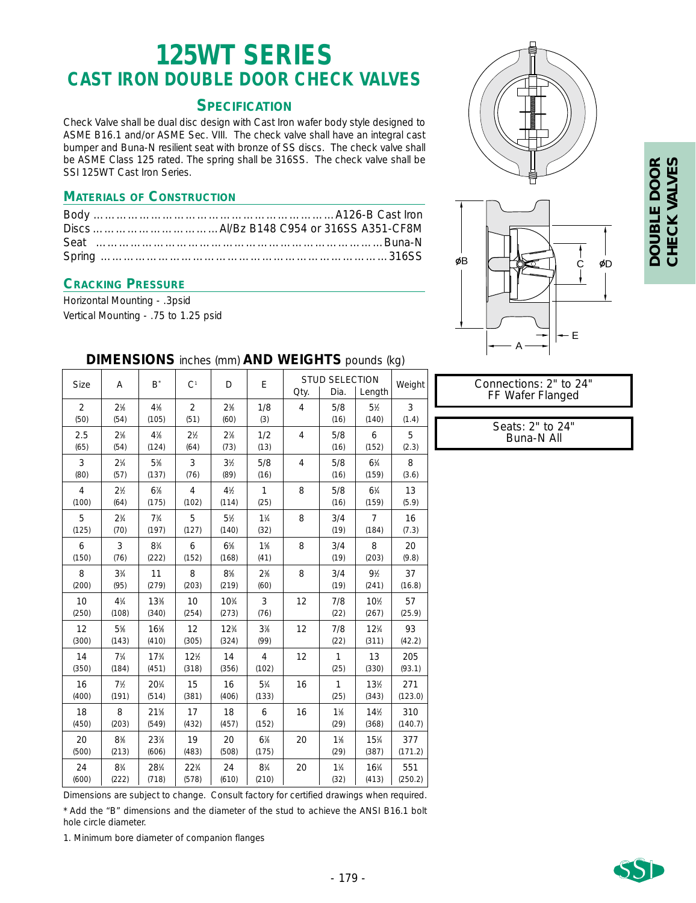# 125WT SERIES
## CAST IRON DOUBLE DOOR CHECK VALVES

### SPECIFICATION

Check Valve shall be dual disc design with Cast Iron wafer body style designed to ASME B16.1 and/or ASME Sec. VIII. The check valve shall have an integral cast bumper and Buna-N resilient seat with bronze of SS discs. The check valve shall be ASME Class 125 rated. The spring shall be 316SS. The check valve shall be SSI 125WT Cast Iron Series.

### MATERIALS OF CONSTRUCTION

Body ………………………………………………… A126-B Cast Iron
Discs ………………………… Al/Bz B148 C954 or 316SS A351-CF8M
Seat ……………………………………………………………… Buna-N
Spring …………………………………………………………… 316SS

### CRACKING PRESSURE

Horizontal Mounting - .3psid
Vertical Mounting - .75 to 1.25 psid

øB  C  øD
E  A

DOUBLE DOOR CHECK VALVES

### DIMENSIONS inches (mm) AND WEIGHTS pounds (kg)

| Size | A | B* | C[1] | D | E | STUD SELECTION Qty. | Dia. | Length | Weight |
|---|---|---|---|---|---|---|---|---|---|
| 2 (50) | 2⅛ (54) | 4⅛ (105) | 2 (51) | 2⅜ (60) | 1/8 (3) | 4 | 5/8 (16) | 5½ (140) | 3 (1.4) |
| 2.5 (65) | 2⅛ (54) | 4⅞ (124) | 2½ (64) | 2⅞ (73) | 1/2 (13) | 4 | 5/8 (16) | 6 (152) | 5 (2.3) |
| 3 (80) | 2¼ (57) | 5⅜ (137) | 3 (76) | 3½ (89) | 5/8 (16) | 4 | 5/8 (16) | 6¼ (159) | 8 (3.6) |
| 4 (100) | 2½ (64) | 6⅞ (175) | 4 (102) | 4½ (114) | 1 (25) | 8 | 5/8 (16) | 6¼ (159) | 13 (5.9) |
| 5 (125) | 2¾ (70) | 7¾ (197) | 5 (127) | 5½ (140) | 1¼ (32) | 8 | 3/4 (19) | 7 (184) | 16 (7.3) |
| 6 (150) | 3 (76) | 8¾ (222) | 6 (152) | 6⅝ (168) | 1⅝ (41) | 8 | 3/4 (19) | 8 (203) | 20 (9.8) |
| 8 (200) | 3¾ (95) | 11 (279) | 8 (203) | 8⅝ (219) | 2⅜ (60) | 8 | 3/4 (19) | 9½ (241) | 37 (16.8) |
| 10 (250) | 4¼ (108) | 13⅜ (340) | 10 (254) | 10¾ (273) | 3 (76) | 12 | 7/8 (22) | 10½ (267) | 57 (25.9) |
| 12 (300) | 5⅝ (143) | 16⅛ (410) | 12 (305) | 12¾ (324) | 3⅞ (99) | 12 | 7/8 (22) | 12¼ (311) | 93 (42.2) |
| 14 (350) | 7¼ (184) | 17¾ (451) | 12½ (318) | 14 (356) | 4 (102) | 12 | 1 (25) | 13 (330) | 205 (93.1) |
| 16 (400) | 7½ (191) | 20¼ (514) | 15 (381) | 16 (406) | 5¼ (133) | 16 | 1 (25) | 13½ (343) | 271 (123.0) |
| 18 (450) | 8 (203) | 21⅝ (549) | 17 (432) | 18 (457) | 6 (152) | 16 | 1⅛ (29) | 14½ (368) | 310 (140.7) |
| 20 (500) | 8⅜ (213) | 23⅞ (606) | 19 (483) | 20 (508) | 6⅞ (175) | 20 | 1⅛ (29) | 15¼ (387) | 377 (171.2) |
| 24 (600) | 8¾ (222) | 28¼ (718) | 22¾ (578) | 24 (610) | 8¼ (210) | 20 | 1¼ (32) | 16¼ (413) | 551 (250.2) |

Dimensions are subject to change. Consult factory for certified drawings when required.

* Add the "B" dimensions and the diameter of the stud to achieve the ANSI B16.1 bolt hole circle diameter.

1. Minimum bore diameter of companion flanges

Connections: 2" to 24"
FF Wafer Flanged

Seats: 2" to 24"
Buna-N All